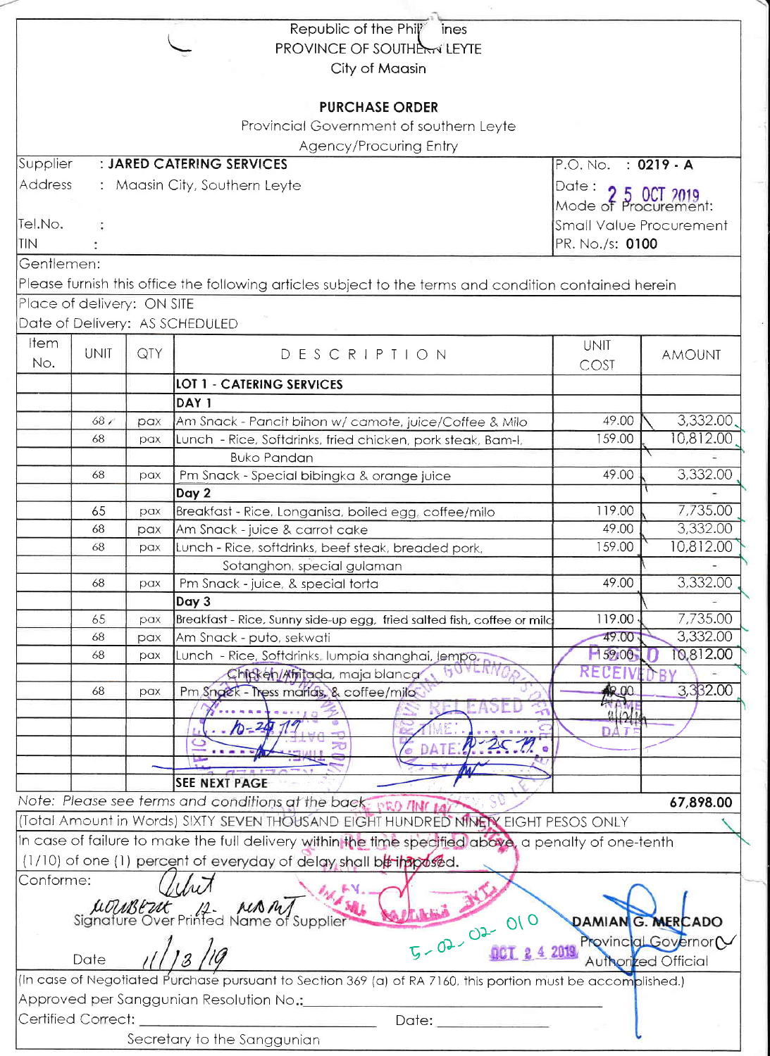Republic of the Philippines
PROVINCE OF SOUTHERN LEYTE
City of Maasin

## PURCHASE ORDER

Provincial Government of southern Leyte
Agency/Procuring Entry

| | |
|---|---|
| Supplier : **JARED CATERING SERVICES** | P.O. No. : **0219 - A** |
| Address : Maasin City, Southern Leyte | Date : 25 OCT 2019 |
| | Mode of Procurement: |
| Tel.No. : | Small Value Procurement |
| TIN : | PR. No./s: **0100** |

Gentlemen:

Please furnish this office the following articles subject to the terms and condition contained herein

Place of delivery: ON SITE

Date of Delivery: AS SCHEDULED

| Item No. | UNIT | QTY | DESCRIPTION | UNIT COST | AMOUNT |
|---|---|---|---|---|---|
| | | | **LOT 1 - CATERING SERVICES** | | |
| | | | **DAY 1** | | |
| | 68 | pax | Am Snack - Pancit bihon w/ camote, juice/Coffee & Milo | 49.00 | 3,332.00 |
| | 68 | pax | Lunch - Rice, Softdrinks, fried chicken, pork steak, Bam-I, | 159.00 | 10,812.00 |
| | | | Buko Pandan | | - |
| | 68 | pax | Pm Snack - Special bibingka & orange juice | 49.00 | 3,332.00 |
| | | | **Day 2** | | - |
| | 65 | pax | Breakfast - Rice, Longanisa, boiled egg, coffee/milo | 119.00 | 7,735.00 |
| | 68 | pax | Am Snack - juice & carrot cake | 49.00 | 3,332.00 |
| | 68 | pax | Lunch - Rice, softdrinks, beef steak, breaded pork, | 159.00 | 10,812.00 |
| | | | Sotanghon, special gulaman | | - |
| | 68 | pax | Pm Snack - juice, & special torta | 49.00 | 3,332.00 |
| | | | **Day 3** | | - |
| | 65 | pax | Breakfast - Rice, Sunny side-up egg, fried salted fish, coffee or milo | 119.00 | 7,735.00 |
| | 68 | pax | Am Snack - puto, sekwati | 49.00 | 3,332.00 |
| | 68 | pax | Lunch - Rice, Softdrinks, lumpia shanghai, lempo, | 159.00 | 10,812.00 |
| | | | Chicken/Afritada, maja blanca | | - |
| | 68 | pax | Pm Snack - Tress marias, & coffee/milo | 49.00 | 3,332.00 |
| | | | | | |
| | | | **SEE NEXT PAGE** | | |

*Note: Please see terms and conditions at the back* **67,898.00**

(Total Amount in Words) SIXTY SEVEN THOUSAND EIGHT HUNDRED NINETY EIGHT PESOS ONLY

In case of failure to make the full delivery within the time specified above, a penalty of one-tenth (1/10) of one (1) percent of everyday of delay shall be imposed.

Conforme:

Signature Over Printed Name of Supplier

Date 11/13/19

**DAMIAN G. MERCADO**
Provincial Governor
Authorized Official

5-02-02-010

OCT 24 2019

(In case of Negotiated Purchase pursuant to Section 369 (a) of RA 7160, this portion must be accomplished.)

Approved per Sanggunian Resolution No.: ____________________

Certified Correct: ____________________ Date: ____________

Secretary to the Sanggunian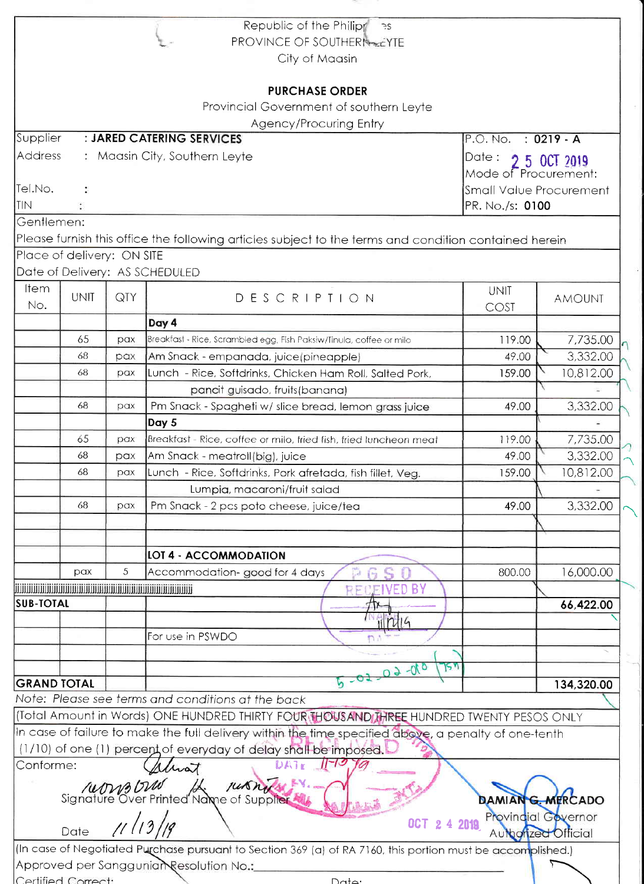Republic of the Philippines
PROVINCE OF SOUTHERN LEYTE
City of Maasin

## PURCHASE ORDER

Provincial Government of southern Leyte
Agency/Procuring Entry

| | | | |
|---|---|---|---|
| Supplier | : **JARED CATERING SERVICES** | P.O. No. | : **0219 - A** |
| Address | : Maasin City, Southern Leyte | Date : | 2 5 OCT 2019 |
| | | Mode of Procurement: | |
| Tel.No. | : | Small Value Procurement | |
| TIN | : | PR. No./s: | **0100** |

Gentlemen:

Please furnish this office the following articles subject to the terms and condition contained herein

Place of delivery: ON SITE

Date of Delivery: AS SCHEDULED

| Item No. | UNIT | QTY | DESCRIPTION | UNIT COST | AMOUNT |
|---|---|---|---|---|---|
| | | | **Day 4** | | |
| | 65 | pax | Breakfast - Rice, Scrambled egg, Fish Paksiw/Tinula, coffee or milo | 119.00 | 7,735.00 |
| | 68 | pax | Am Snack - empanada, juice(pineapple) | 49.00 | 3,332.00 |
| | 68 | pax | Lunch - Rice, Softdrinks, Chicken Ham Roll, Salted Pork, | 159.00 | 10,812.00 |
| | | | pancit guisado, fruits(banana) | | - |
| | 68 | pax | Pm Snack - Spagheti w/ slice bread, lemon grass juice | 49.00 | 3,332.00 |
| | | | **Day 5** | | - |
| | 65 | pax | Breakfast - Rice, coffee or milo, fried fish, fried luncheon meat | 119.00 | 7,735.00 |
| | 68 | pax | Am Snack - meatroll(big), juice | 49.00 | 3,332.00 |
| | 68 | pax | Lunch - Rice, Softdrinks, Pork afretada, fish fillet, Veg. | 159.00 | 10,812.00 |
| | | | Lumpia, macaroni/fruit salad | | - |
| | 68 | pax | Pm Snack - 2 pcs poto cheese, juice/tea | 49.00 | 3,332.00 |
| | | | | | |
| | | | | | |
| | | | **LOT 4 - ACCOMMODATION** | | |
| | pax | 5 | Accommodation- good for 4 days | 800.00 | 16,000.00 |
| **SUB-TOTAL** | | | | | **66,422.00** |
| | | | | | |
| | | | For use in PSWDO | | |
| | | | | | |
| **GRAND TOTAL** | | | | | **134,320.00** |

*Note: Please see terms and conditions at the back*

(Total Amount in Words) ONE HUNDRED THIRTY FOUR THOUSAND THREE HUNDRED TWENTY PESOS ONLY

In case of failure to make the full delivery within the time specified above, a penalty of one-tenth (1/10) of one (1) percent of everyday of delay shall be imposed.

Conforme:

Signature Over Printed Name of Supplier

Date 11/13/19

OCT 24 2019

**DAMIAN G. MERCADO**
Provincial Governor
Authorized Official

(In case of Negotiated Purchase pursuant to Section 369 (a) of RA 7160, this portion must be accomplished.)

Approved per Sanggunian Resolution No.:______________________

Certified Correct: Date: